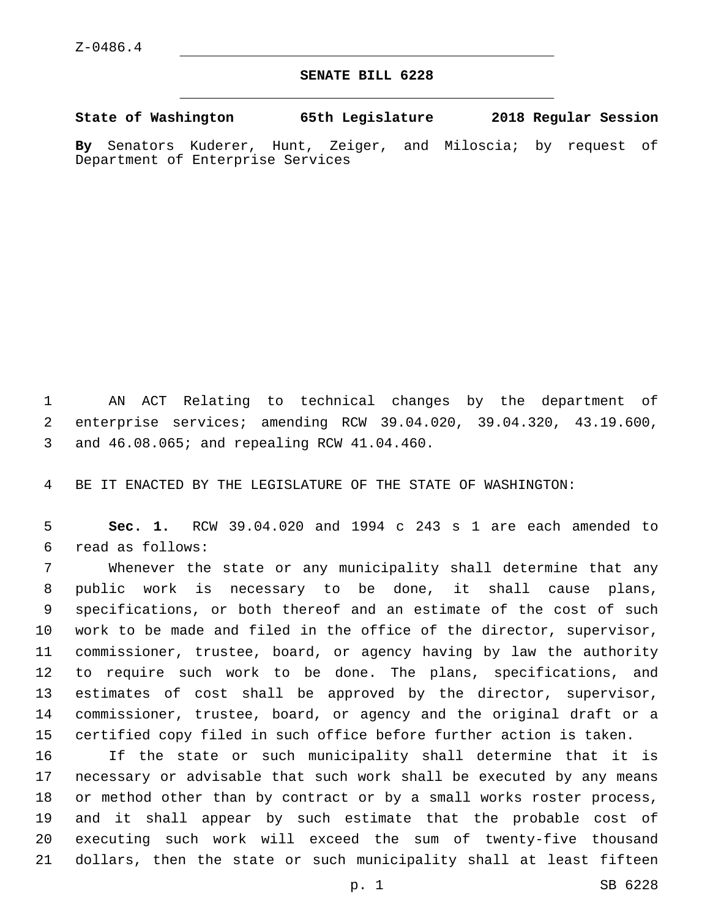Z-0486.4

# SENATE BILL 6228

**State of Washington 65th Legislature 2018 Regular Session**

**By** Senators Kuderer, Hunt, Zeiger, and Miloscia; by request of Department of Enterprise Services

AN ACT Relating to technical changes by the department of enterprise services; amending RCW 39.04.020, 39.04.320, 43.19.600, and 46.08.065; and repealing RCW 41.04.460.

BE IT ENACTED BY THE LEGISLATURE OF THE STATE OF WASHINGTON:

**Sec. 1.** RCW 39.04.020 and 1994 c 243 s 1 are each amended to read as follows:

Whenever the state or any municipality shall determine that any public work is necessary to be done, it shall cause plans, specifications, or both thereof and an estimate of the cost of such work to be made and filed in the office of the director, supervisor, commissioner, trustee, board, or agency having by law the authority to require such work to be done. The plans, specifications, and estimates of cost shall be approved by the director, supervisor, commissioner, trustee, board, or agency and the original draft or a certified copy filed in such office before further action is taken.

If the state or such municipality shall determine that it is necessary or advisable that such work shall be executed by any means or method other than by contract or by a small works roster process, and it shall appear by such estimate that the probable cost of executing such work will exceed the sum of twenty-five thousand dollars, then the state or such municipality shall at least fifteen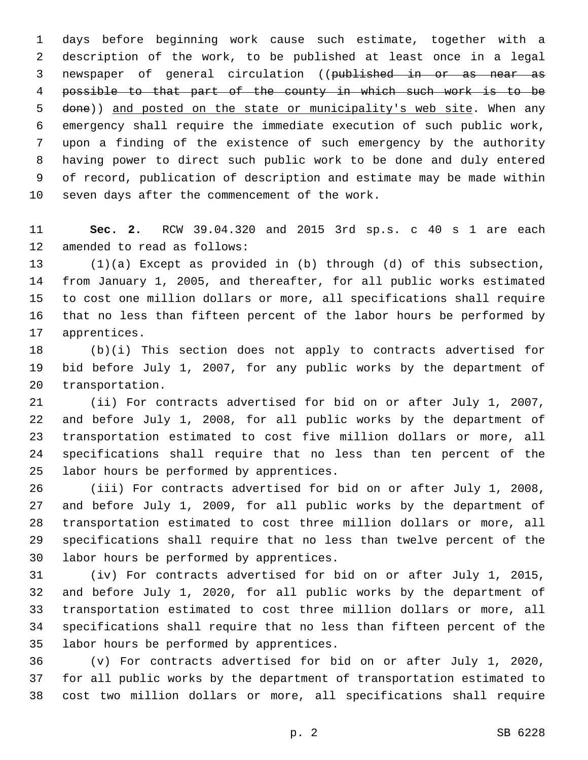days before beginning work cause such estimate, together with a description of the work, to be published at least once in a legal newspaper of general circulation ((~~published in or as near as possible to that part of the county in which such work is to be done~~)) <u>and posted on the state or municipality's web site</u>. When any emergency shall require the immediate execution of such public work, upon a finding of the existence of such emergency by the authority having power to direct such public work to be done and duly entered of record, publication of description and estimate may be made within seven days after the commencement of the work.

**Sec. 2.** RCW 39.04.320 and 2015 3rd sp.s. c 40 s 1 are each amended to read as follows:

(1)(a) Except as provided in (b) through (d) of this subsection, from January 1, 2005, and thereafter, for all public works estimated to cost one million dollars or more, all specifications shall require that no less than fifteen percent of the labor hours be performed by apprentices.

(b)(i) This section does not apply to contracts advertised for bid before July 1, 2007, for any public works by the department of transportation.

(ii) For contracts advertised for bid on or after July 1, 2007, and before July 1, 2008, for all public works by the department of transportation estimated to cost five million dollars or more, all specifications shall require that no less than ten percent of the labor hours be performed by apprentices.

(iii) For contracts advertised for bid on or after July 1, 2008, and before July 1, 2009, for all public works by the department of transportation estimated to cost three million dollars or more, all specifications shall require that no less than twelve percent of the labor hours be performed by apprentices.

(iv) For contracts advertised for bid on or after July 1, 2015, and before July 1, 2020, for all public works by the department of transportation estimated to cost three million dollars or more, all specifications shall require that no less than fifteen percent of the labor hours be performed by apprentices.

(v) For contracts advertised for bid on or after July 1, 2020, for all public works by the department of transportation estimated to cost two million dollars or more, all specifications shall require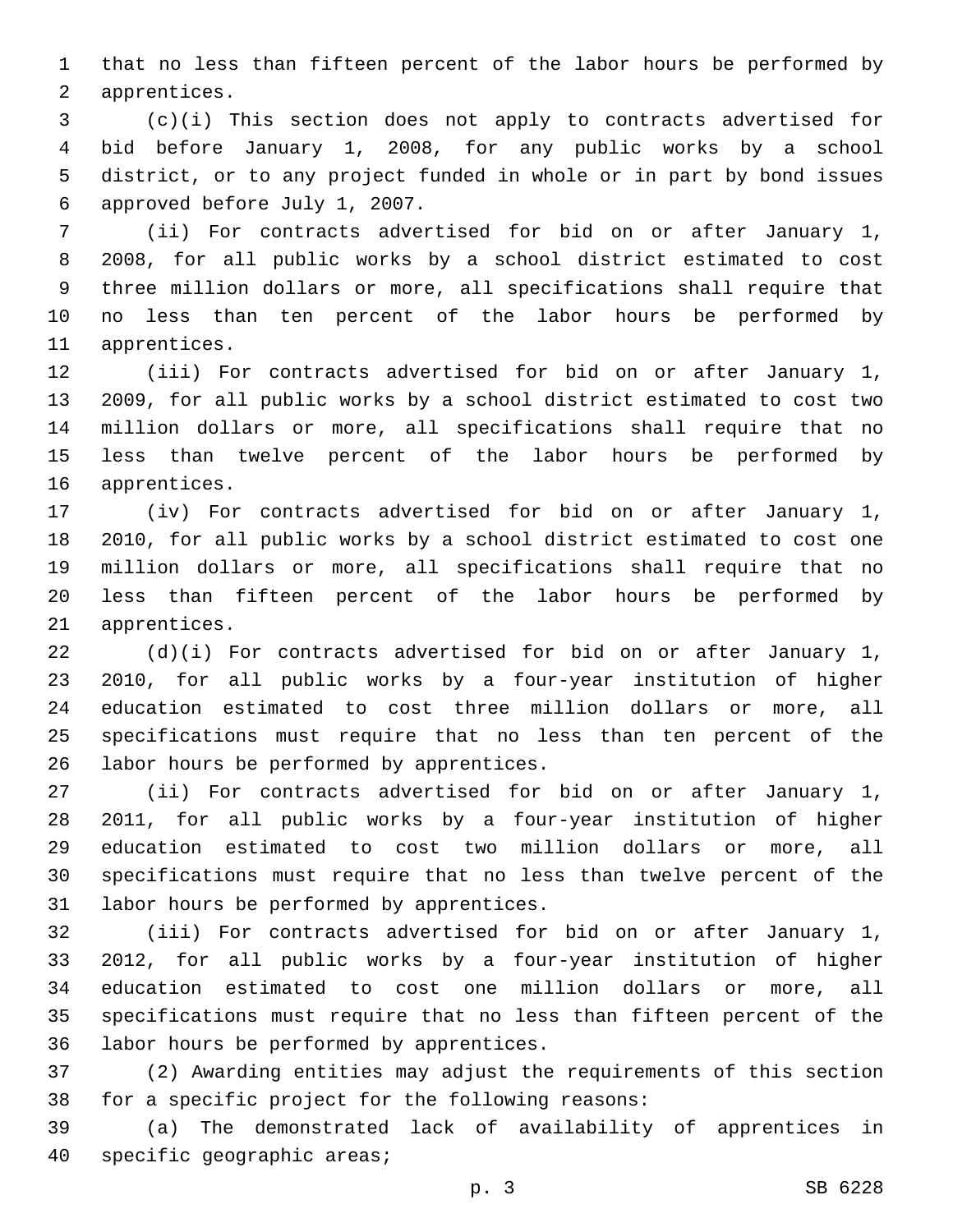that no less than fifteen percent of the labor hours be performed by apprentices.

(c)(i) This section does not apply to contracts advertised for bid before January 1, 2008, for any public works by a school district, or to any project funded in whole or in part by bond issues approved before July 1, 2007.

(ii) For contracts advertised for bid on or after January 1, 2008, for all public works by a school district estimated to cost three million dollars or more, all specifications shall require that no less than ten percent of the labor hours be performed by apprentices.

(iii) For contracts advertised for bid on or after January 1, 2009, for all public works by a school district estimated to cost two million dollars or more, all specifications shall require that no less than twelve percent of the labor hours be performed by apprentices.

(iv) For contracts advertised for bid on or after January 1, 2010, for all public works by a school district estimated to cost one million dollars or more, all specifications shall require that no less than fifteen percent of the labor hours be performed by apprentices.

(d)(i) For contracts advertised for bid on or after January 1, 2010, for all public works by a four-year institution of higher education estimated to cost three million dollars or more, all specifications must require that no less than ten percent of the labor hours be performed by apprentices.

(ii) For contracts advertised for bid on or after January 1, 2011, for all public works by a four-year institution of higher education estimated to cost two million dollars or more, all specifications must require that no less than twelve percent of the labor hours be performed by apprentices.

(iii) For contracts advertised for bid on or after January 1, 2012, for all public works by a four-year institution of higher education estimated to cost one million dollars or more, all specifications must require that no less than fifteen percent of the labor hours be performed by apprentices.

(2) Awarding entities may adjust the requirements of this section for a specific project for the following reasons:

(a) The demonstrated lack of availability of apprentices in specific geographic areas;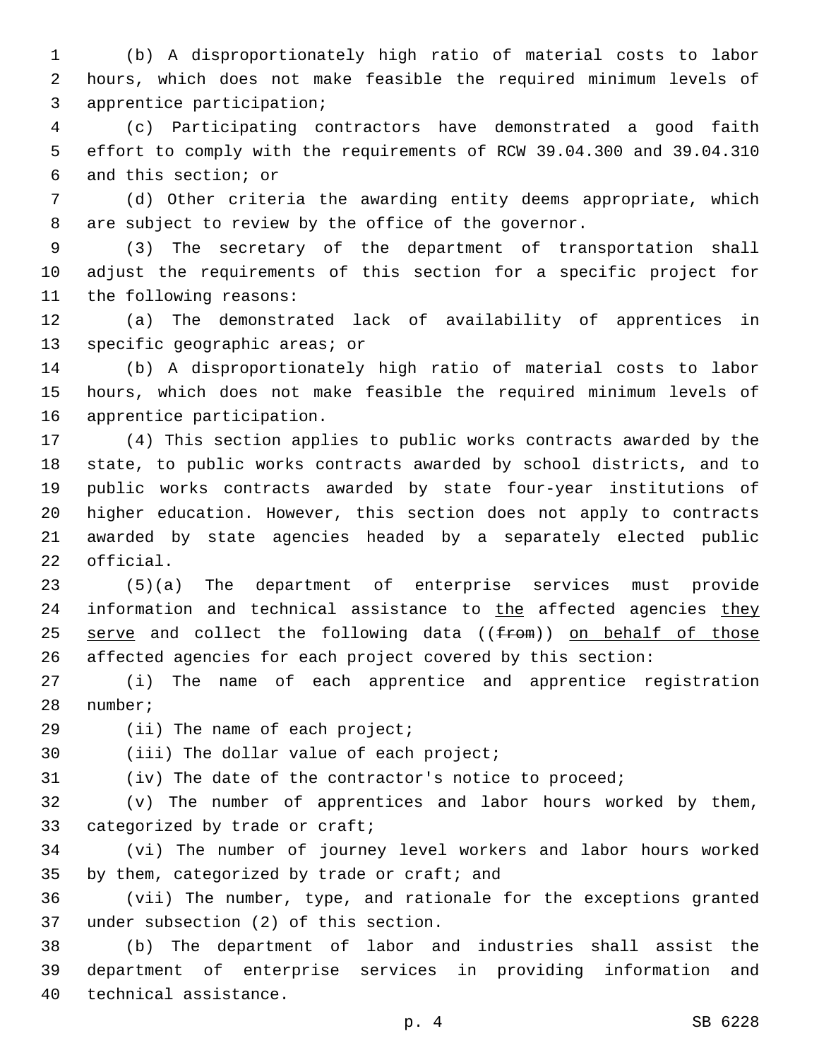(b) A disproportionately high ratio of material costs to labor hours, which does not make feasible the required minimum levels of apprentice participation;

(c) Participating contractors have demonstrated a good faith effort to comply with the requirements of RCW 39.04.300 and 39.04.310 and this section; or

(d) Other criteria the awarding entity deems appropriate, which are subject to review by the office of the governor.

(3) The secretary of the department of transportation shall adjust the requirements of this section for a specific project for the following reasons:

(a) The demonstrated lack of availability of apprentices in specific geographic areas; or

(b) A disproportionately high ratio of material costs to labor hours, which does not make feasible the required minimum levels of apprentice participation.

(4) This section applies to public works contracts awarded by the state, to public works contracts awarded by school districts, and to public works contracts awarded by state four-year institutions of higher education. However, this section does not apply to contracts awarded by state agencies headed by a separately elected public official.

(5)(a) The department of enterprise services must provide information and technical assistance to the affected agencies they serve and collect the following data ((~~from~~)) on behalf of those affected agencies for each project covered by this section:

(i) The name of each apprentice and apprentice registration number;

(ii) The name of each project;

(iii) The dollar value of each project;

(iv) The date of the contractor's notice to proceed;

(v) The number of apprentices and labor hours worked by them, categorized by trade or craft;

(vi) The number of journey level workers and labor hours worked by them, categorized by trade or craft; and

(vii) The number, type, and rationale for the exceptions granted under subsection (2) of this section.

(b) The department of labor and industries shall assist the department of enterprise services in providing information and technical assistance.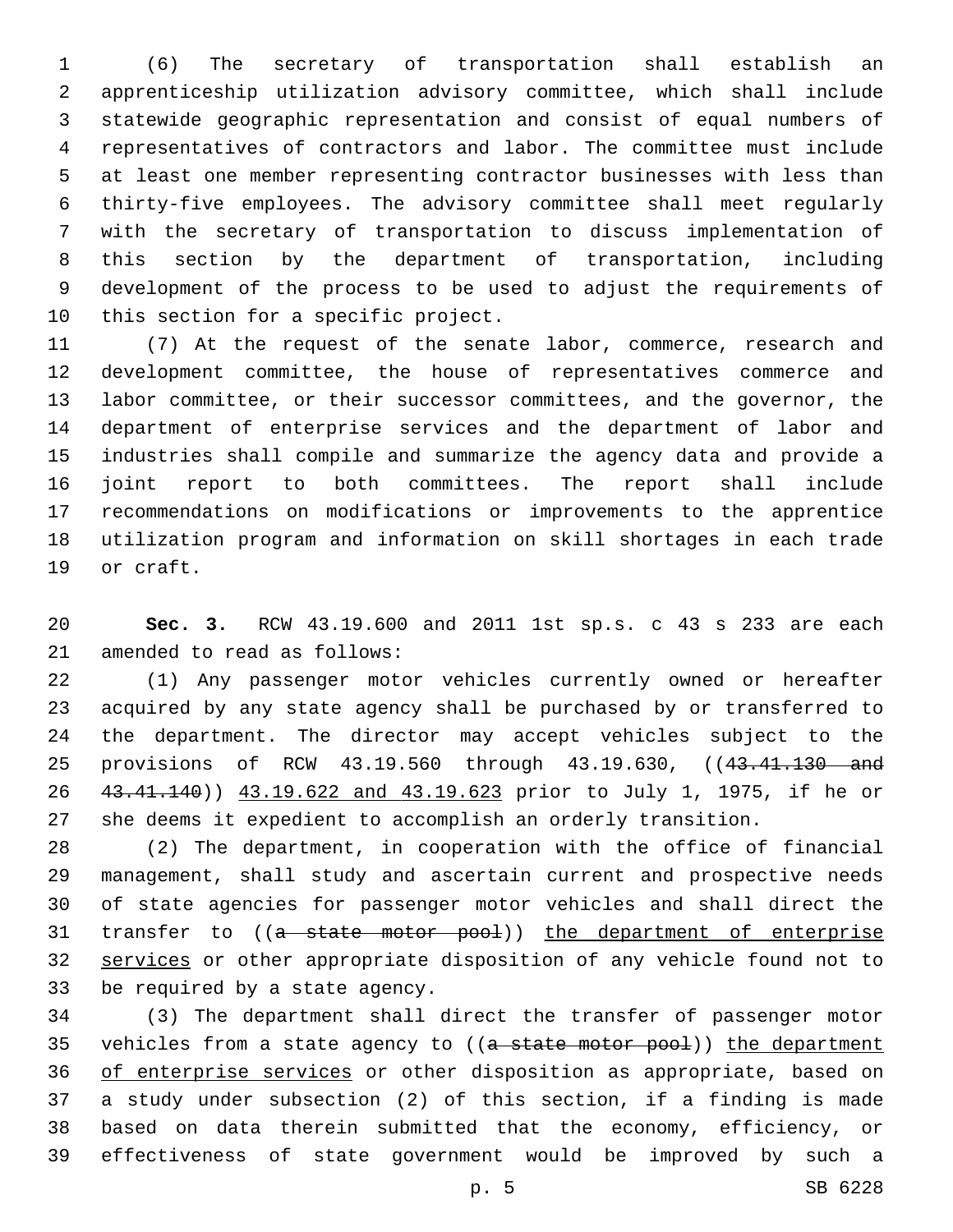(6) The secretary of transportation shall establish an apprenticeship utilization advisory committee, which shall include statewide geographic representation and consist of equal numbers of representatives of contractors and labor. The committee must include at least one member representing contractor businesses with less than thirty-five employees. The advisory committee shall meet regularly with the secretary of transportation to discuss implementation of this section by the department of transportation, including development of the process to be used to adjust the requirements of this section for a specific project.

(7) At the request of the senate labor, commerce, research and development committee, the house of representatives commerce and labor committee, or their successor committees, and the governor, the department of enterprise services and the department of labor and industries shall compile and summarize the agency data and provide a joint report to both committees. The report shall include recommendations on modifications or improvements to the apprentice utilization program and information on skill shortages in each trade or craft.

**Sec. 3.** RCW 43.19.600 and 2011 1st sp.s. c 43 s 233 are each amended to read as follows:

(1) Any passenger motor vehicles currently owned or hereafter acquired by any state agency shall be purchased by or transferred to the department. The director may accept vehicles subject to the provisions of RCW 43.19.560 through 43.19.630, ((~~43.41.130 and 43.41.140~~)) <u>43.19.622 and 43.19.623</u> prior to July 1, 1975, if he or she deems it expedient to accomplish an orderly transition.

(2) The department, in cooperation with the office of financial management, shall study and ascertain current and prospective needs of state agencies for passenger motor vehicles and shall direct the transfer to ((~~a state motor pool~~)) <u>the department of enterprise services</u> or other appropriate disposition of any vehicle found not to be required by a state agency.

(3) The department shall direct the transfer of passenger motor vehicles from a state agency to ((~~a state motor pool~~)) <u>the department of enterprise services</u> or other disposition as appropriate, based on a study under subsection (2) of this section, if a finding is made based on data therein submitted that the economy, efficiency, or effectiveness of state government would be improved by such a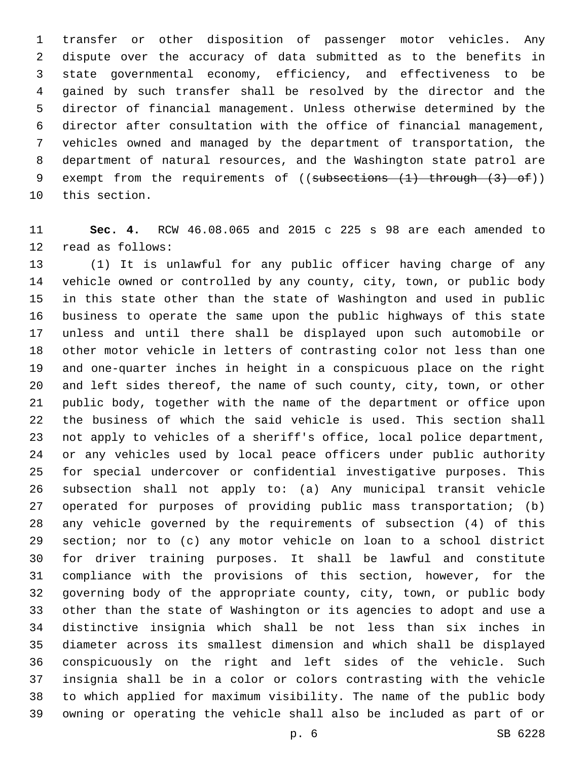transfer or other disposition of passenger motor vehicles. Any dispute over the accuracy of data submitted as to the benefits in state governmental economy, efficiency, and effectiveness to be gained by such transfer shall be resolved by the director and the director of financial management. Unless otherwise determined by the director after consultation with the office of financial management, vehicles owned and managed by the department of transportation, the department of natural resources, and the Washington state patrol are exempt from the requirements of ((~~subsections (1) through (3) of~~)) this section.

**Sec. 4.** RCW 46.08.065 and 2015 c 225 s 98 are each amended to read as follows:

(1) It is unlawful for any public officer having charge of any vehicle owned or controlled by any county, city, town, or public body in this state other than the state of Washington and used in public business to operate the same upon the public highways of this state unless and until there shall be displayed upon such automobile or other motor vehicle in letters of contrasting color not less than one and one-quarter inches in height in a conspicuous place on the right and left sides thereof, the name of such county, city, town, or other public body, together with the name of the department or office upon the business of which the said vehicle is used. This section shall not apply to vehicles of a sheriff's office, local police department, or any vehicles used by local peace officers under public authority for special undercover or confidential investigative purposes. This subsection shall not apply to: (a) Any municipal transit vehicle operated for purposes of providing public mass transportation; (b) any vehicle governed by the requirements of subsection (4) of this section; nor to (c) any motor vehicle on loan to a school district for driver training purposes. It shall be lawful and constitute compliance with the provisions of this section, however, for the governing body of the appropriate county, city, town, or public body other than the state of Washington or its agencies to adopt and use a distinctive insignia which shall be not less than six inches in diameter across its smallest dimension and which shall be displayed conspicuously on the right and left sides of the vehicle. Such insignia shall be in a color or colors contrasting with the vehicle to which applied for maximum visibility. The name of the public body owning or operating the vehicle shall also be included as part of or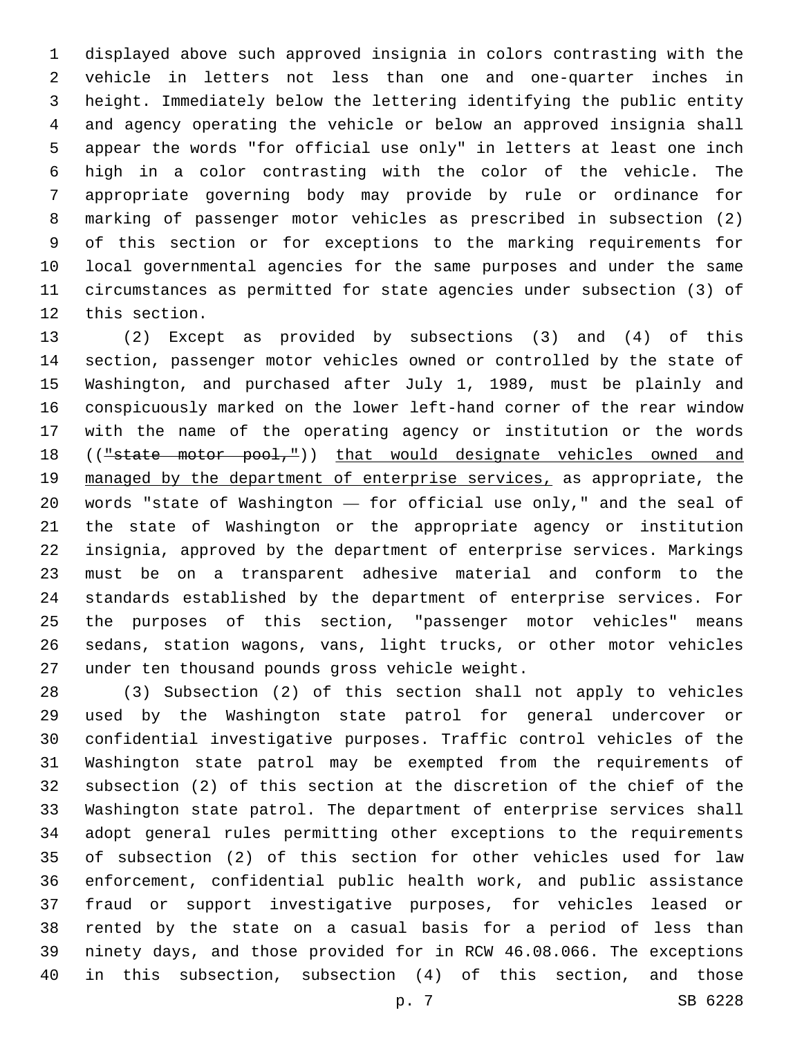displayed above such approved insignia in colors contrasting with the vehicle in letters not less than one and one-quarter inches in height. Immediately below the lettering identifying the public entity and agency operating the vehicle or below an approved insignia shall appear the words "for official use only" in letters at least one inch high in a color contrasting with the color of the vehicle. The appropriate governing body may provide by rule or ordinance for marking of passenger motor vehicles as prescribed in subsection (2) of this section or for exceptions to the marking requirements for local governmental agencies for the same purposes and under the same circumstances as permitted for state agencies under subsection (3) of this section.

(2) Except as provided by subsections (3) and (4) of this section, passenger motor vehicles owned or controlled by the state of Washington, and purchased after July 1, 1989, must be plainly and conspicuously marked on the lower left-hand corner of the rear window with the name of the operating agency or institution or the words ((~~"state motor pool,"~~)) <u>that would designate vehicles owned and managed by the department of enterprise services,</u> as appropriate, the words "state of Washington — for official use only," and the seal of the state of Washington or the appropriate agency or institution insignia, approved by the department of enterprise services. Markings must be on a transparent adhesive material and conform to the standards established by the department of enterprise services. For the purposes of this section, "passenger motor vehicles" means sedans, station wagons, vans, light trucks, or other motor vehicles under ten thousand pounds gross vehicle weight.

(3) Subsection (2) of this section shall not apply to vehicles used by the Washington state patrol for general undercover or confidential investigative purposes. Traffic control vehicles of the Washington state patrol may be exempted from the requirements of subsection (2) of this section at the discretion of the chief of the Washington state patrol. The department of enterprise services shall adopt general rules permitting other exceptions to the requirements of subsection (2) of this section for other vehicles used for law enforcement, confidential public health work, and public assistance fraud or support investigative purposes, for vehicles leased or rented by the state on a casual basis for a period of less than ninety days, and those provided for in RCW 46.08.066. The exceptions in this subsection, subsection (4) of this section, and those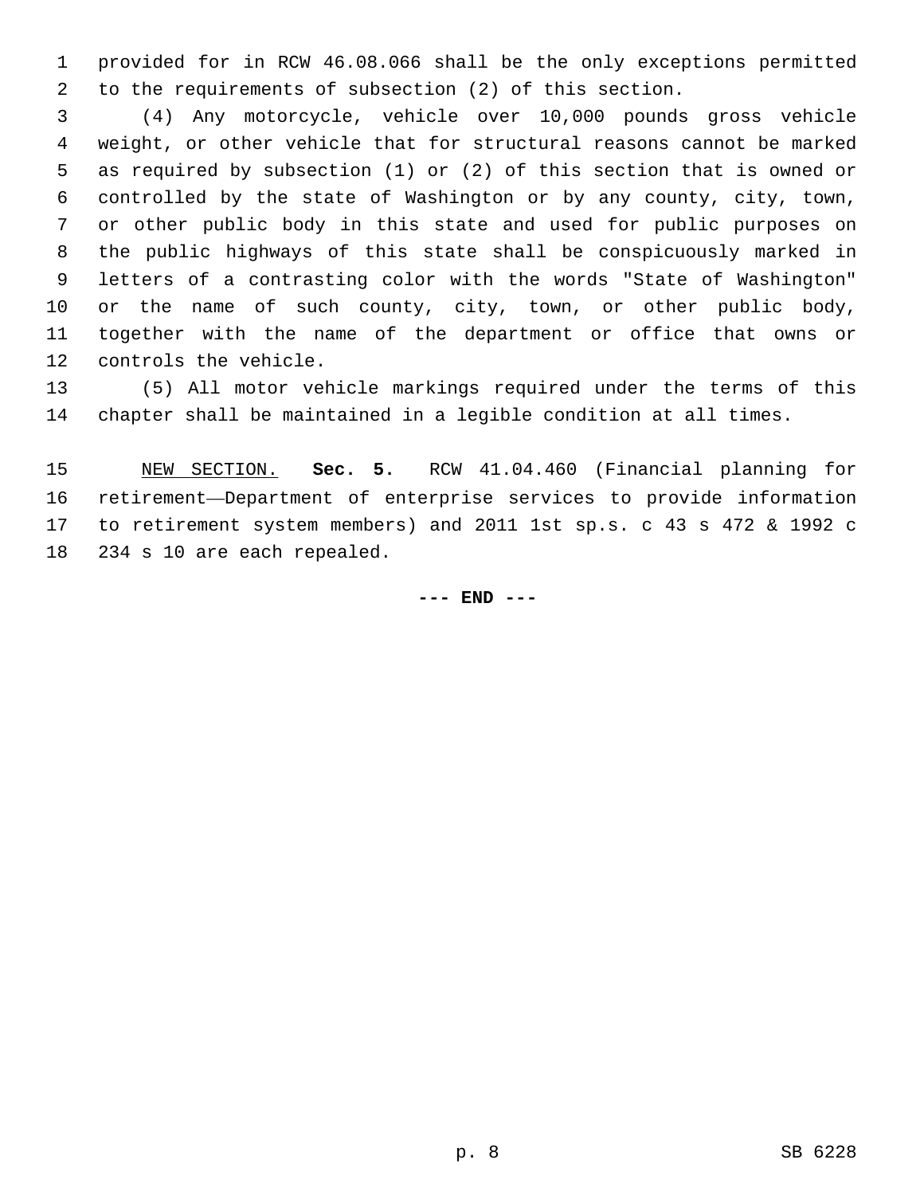provided for in RCW 46.08.066 shall be the only exceptions permitted to the requirements of subsection (2) of this section.

(4) Any motorcycle, vehicle over 10,000 pounds gross vehicle weight, or other vehicle that for structural reasons cannot be marked as required by subsection (1) or (2) of this section that is owned or controlled by the state of Washington or by any county, city, town, or other public body in this state and used for public purposes on the public highways of this state shall be conspicuously marked in letters of a contrasting color with the words "State of Washington" or the name of such county, city, town, or other public body, together with the name of the department or office that owns or controls the vehicle.

(5) All motor vehicle markings required under the terms of this chapter shall be maintained in a legible condition at all times.

NEW SECTION. **Sec. 5.** RCW 41.04.460 (Financial planning for retirement—Department of enterprise services to provide information to retirement system members) and 2011 1st sp.s. c 43 s 472 & 1992 c 234 s 10 are each repealed.

**--- END ---**